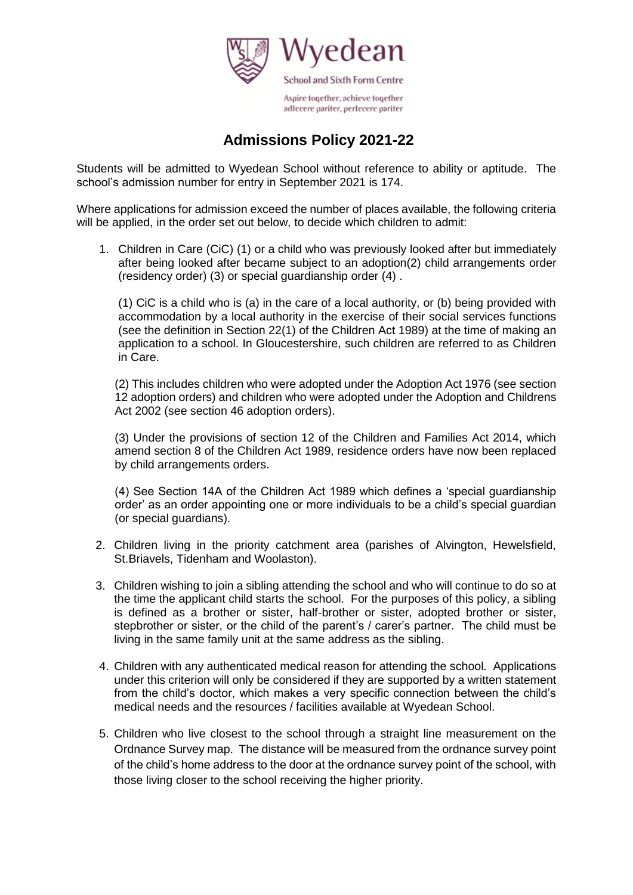Wyedean

School and Sixth Form Centre

Aspire together, achieve together
adfecere pariter, perfecere pariter

# Admissions Policy 2021-22

Students will be admitted to Wyedean School without reference to ability or aptitude. The school's admission number for entry in September 2021 is 174.

Where applications for admission exceed the number of places available, the following criteria will be applied, in the order set out below, to decide which children to admit:

1. Children in Care (CiC) (1) or a child who was previously looked after but immediately after being looked after became subject to an adoption(2) child arrangements order (residency order) (3) or special guardianship order (4) .

   (1) CiC is a child who is (a) in the care of a local authority, or (b) being provided with accommodation by a local authority in the exercise of their social services functions (see the definition in Section 22(1) of the Children Act 1989) at the time of making an application to a school. In Gloucestershire, such children are referred to as Children in Care.

   (2) This includes children who were adopted under the Adoption Act 1976 (see section 12 adoption orders) and children who were adopted under the Adoption and Childrens Act 2002 (see section 46 adoption orders).

   (3) Under the provisions of section 12 of the Children and Families Act 2014, which amend section 8 of the Children Act 1989, residence orders have now been replaced by child arrangements orders.

   (4) See Section 14A of the Children Act 1989 which defines a 'special guardianship order' as an order appointing one or more individuals to be a child's special guardian (or special guardians).

2. Children living in the priority catchment area (parishes of Alvington, Hewelsfield, St.Briavels, Tidenham and Woolaston).

3. Children wishing to join a sibling attending the school and who will continue to do so at the time the applicant child starts the school. For the purposes of this policy, a sibling is defined as a brother or sister, half-brother or sister, adopted brother or sister, stepbrother or sister, or the child of the parent's / carer's partner. The child must be living in the same family unit at the same address as the sibling.

4. Children with any authenticated medical reason for attending the school. Applications under this criterion will only be considered if they are supported by a written statement from the child's doctor, which makes a very specific connection between the child's medical needs and the resources / facilities available at Wyedean School.

5. Children who live closest to the school through a straight line measurement on the Ordnance Survey map. The distance will be measured from the ordnance survey point of the child's home address to the door at the ordnance survey point of the school, with those living closer to the school receiving the higher priority.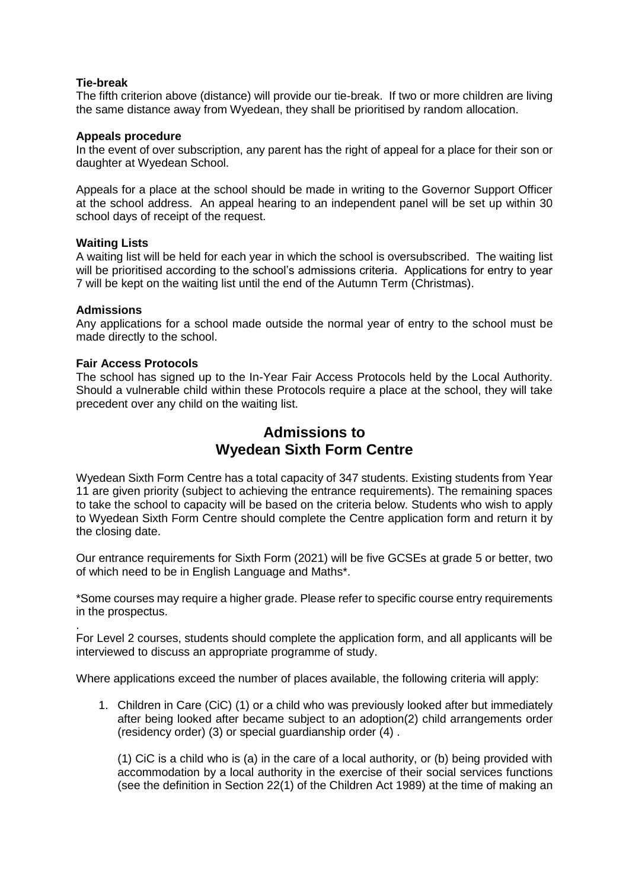**Tie-break**

The fifth criterion above (distance) will provide our tie-break. If two or more children are living the same distance away from Wyedean, they shall be prioritised by random allocation.

**Appeals procedure**

In the event of over subscription, any parent has the right of appeal for a place for their son or daughter at Wyedean School.

Appeals for a place at the school should be made in writing to the Governor Support Officer at the school address. An appeal hearing to an independent panel will be set up within 30 school days of receipt of the request.

**Waiting Lists**

A waiting list will be held for each year in which the school is oversubscribed. The waiting list will be prioritised according to the school's admissions criteria. Applications for entry to year 7 will be kept on the waiting list until the end of the Autumn Term (Christmas).

**Admissions**

Any applications for a school made outside the normal year of entry to the school must be made directly to the school.

**Fair Access Protocols**

The school has signed up to the In-Year Fair Access Protocols held by the Local Authority. Should a vulnerable child within these Protocols require a place at the school, they will take precedent over any child on the waiting list.

## Admissions to Wyedean Sixth Form Centre

Wyedean Sixth Form Centre has a total capacity of 347 students. Existing students from Year 11 are given priority (subject to achieving the entrance requirements). The remaining spaces to take the school to capacity will be based on the criteria below. Students who wish to apply to Wyedean Sixth Form Centre should complete the Centre application form and return it by the closing date.

Our entrance requirements for Sixth Form (2021) will be five GCSEs at grade 5 or better, two of which need to be in English Language and Maths*.

*Some courses may require a higher grade. Please refer to specific course entry requirements in the prospectus.

.
For Level 2 courses, students should complete the application form, and all applicants will be interviewed to discuss an appropriate programme of study.

Where applications exceed the number of places available, the following criteria will apply:

1. Children in Care (CiC) (1) or a child who was previously looked after but immediately after being looked after became subject to an adoption(2) child arrangements order (residency order) (3) or special guardianship order (4) .

   (1) CiC is a child who is (a) in the care of a local authority, or (b) being provided with accommodation by a local authority in the exercise of their social services functions (see the definition in Section 22(1) of the Children Act 1989) at the time of making an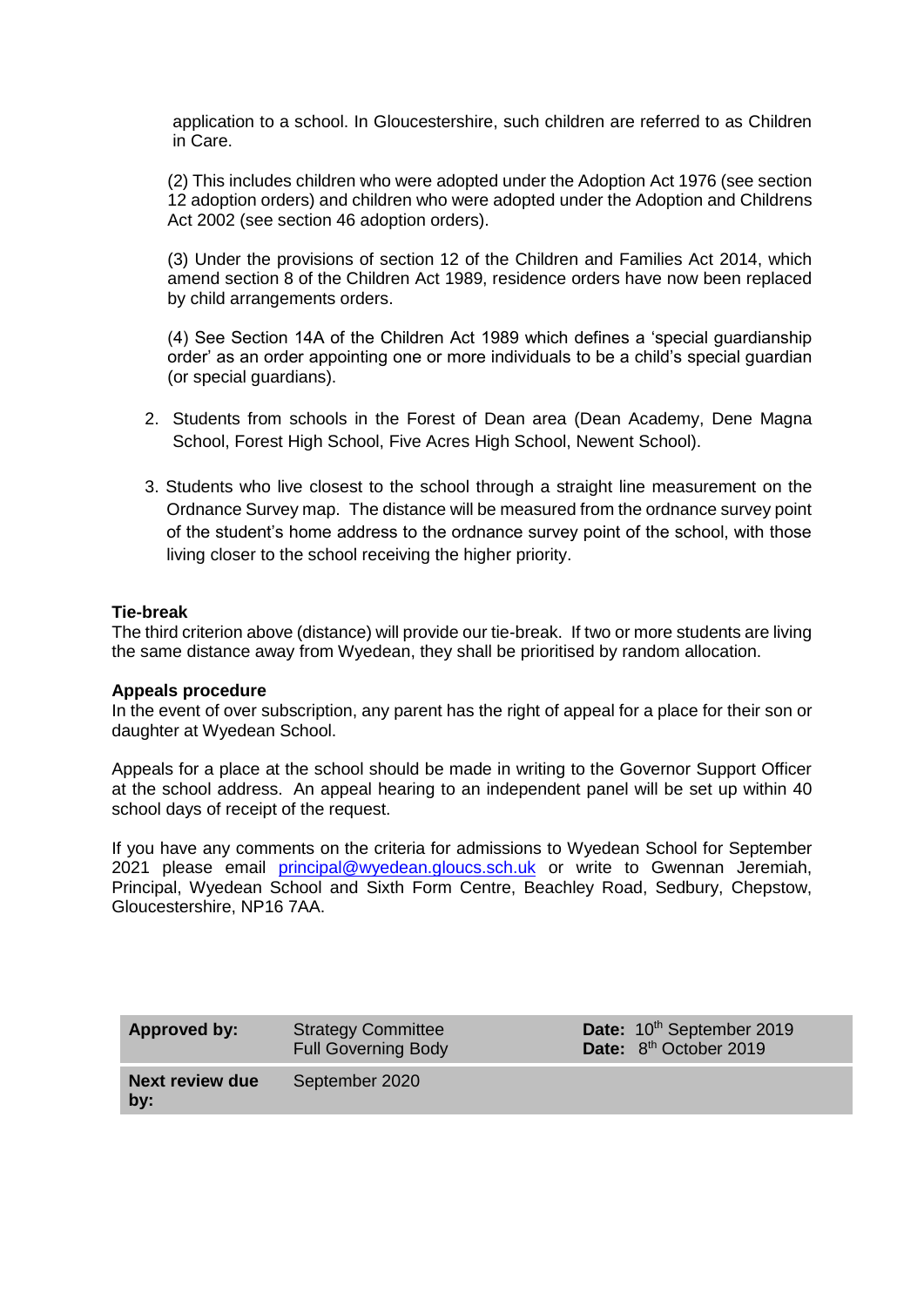application to a school. In Gloucestershire, such children are referred to as Children in Care.

(2) This includes children who were adopted under the Adoption Act 1976 (see section 12 adoption orders) and children who were adopted under the Adoption and Childrens Act 2002 (see section 46 adoption orders).

(3) Under the provisions of section 12 of the Children and Families Act 2014, which amend section 8 of the Children Act 1989, residence orders have now been replaced by child arrangements orders.

(4) See Section 14A of the Children Act 1989 which defines a 'special guardianship order' as an order appointing one or more individuals to be a child's special guardian (or special guardians).

2. Students from schools in the Forest of Dean area (Dean Academy, Dene Magna School, Forest High School, Five Acres High School, Newent School).

3. Students who live closest to the school through a straight line measurement on the Ordnance Survey map. The distance will be measured from the ordnance survey point of the student's home address to the ordnance survey point of the school, with those living closer to the school receiving the higher priority.

**Tie-break**

The third criterion above (distance) will provide our tie-break. If two or more students are living the same distance away from Wyedean, they shall be prioritised by random allocation.

**Appeals procedure**

In the event of over subscription, any parent has the right of appeal for a place for their son or daughter at Wyedean School.

Appeals for a place at the school should be made in writing to the Governor Support Officer at the school address. An appeal hearing to an independent panel will be set up within 40 school days of receipt of the request.

If you have any comments on the criteria for admissions to Wyedean School for September 2021 please email principal@wyedean.gloucs.sch.uk or write to Gwennan Jeremiah, Principal, Wyedean School and Sixth Form Centre, Beachley Road, Sedbury, Chepstow, Gloucestershire, NP16 7AA.

| | | |
|---|---|---|
| **Approved by:** | Strategy Committee<br>Full Governing Body | **Date:** 10th September 2019<br>**Date:** 8th October 2019 |
| **Next review due by:** | September 2020 | |